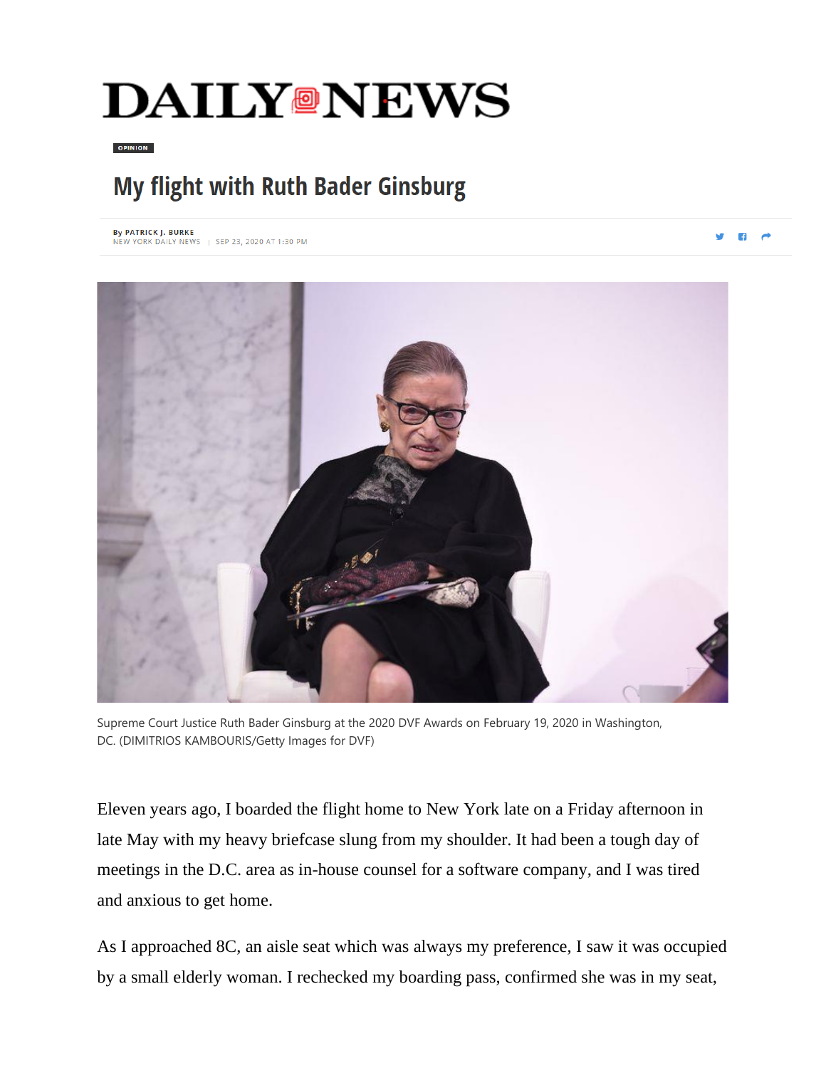DAILY NEWS

OPINION

# My flight with Ruth Bader Ginsburg

By PATRICK J. BURKE
NEW YORK DAILY NEWS | SEP 23, 2020 AT 1:30 PM

Supreme Court Justice Ruth Bader Ginsburg at the 2020 DVF Awards on February 19, 2020 in Washington, DC. (DIMITRIOS KAMBOURIS/Getty Images for DVF)

Eleven years ago, I boarded the flight home to New York late on a Friday afternoon in late May with my heavy briefcase slung from my shoulder. It had been a tough day of meetings in the D.C. area as in-house counsel for a software company, and I was tired and anxious to get home.

As I approached 8C, an aisle seat which was always my preference, I saw it was occupied by a small elderly woman. I rechecked my boarding pass, confirmed she was in my seat,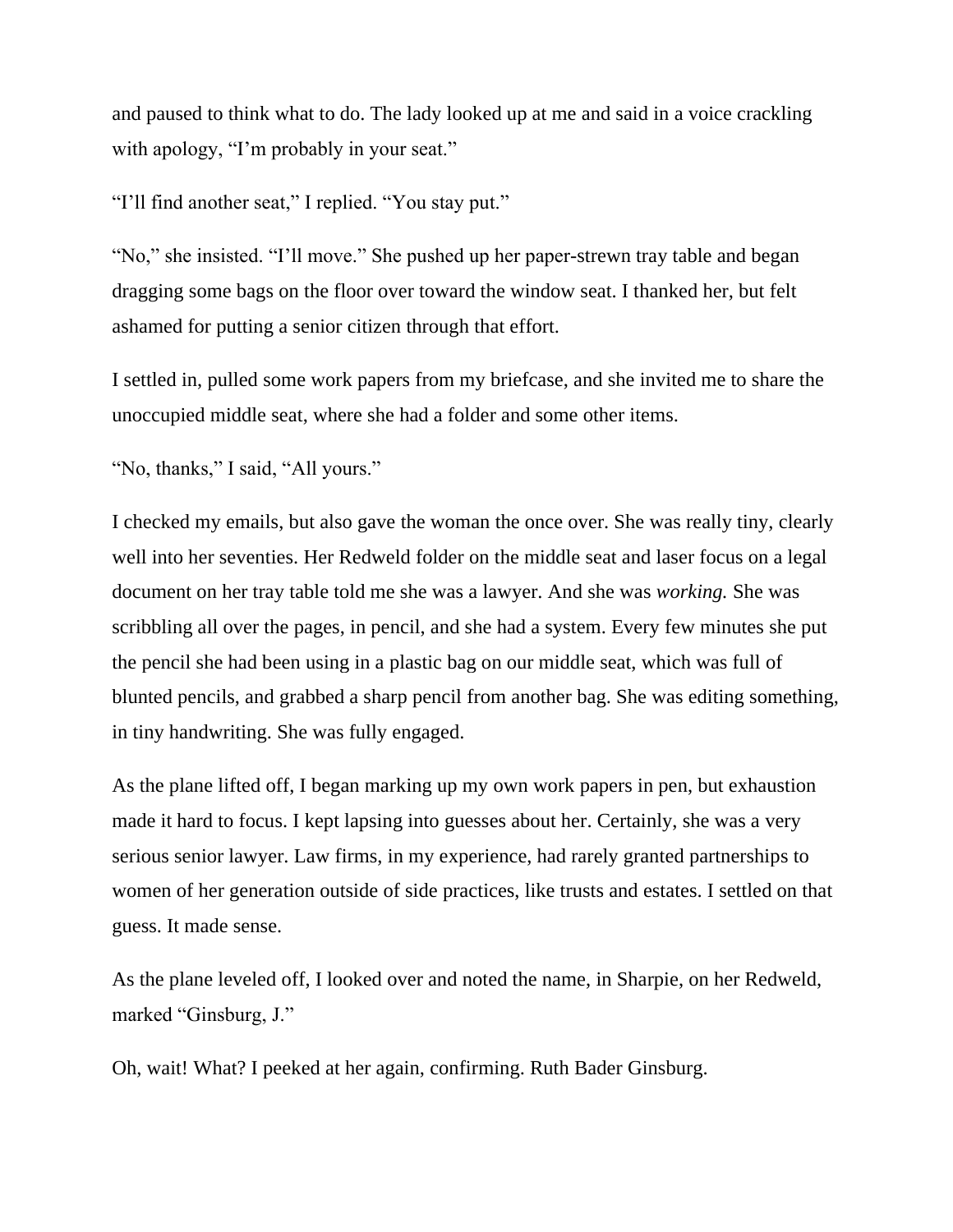and paused to think what to do. The lady looked up at me and said in a voice crackling with apology, “I’m probably in your seat.”

“I’ll find another seat,” I replied. “You stay put.”

“No,” she insisted. “I’ll move.” She pushed up her paper-strewn tray table and began dragging some bags on the floor over toward the window seat. I thanked her, but felt ashamed for putting a senior citizen through that effort.

I settled in, pulled some work papers from my briefcase, and she invited me to share the unoccupied middle seat, where she had a folder and some other items.

“No, thanks,” I said, “All yours.”

I checked my emails, but also gave the woman the once over. She was really tiny, clearly well into her seventies. Her Redweld folder on the middle seat and laser focus on a legal document on her tray table told me she was a lawyer. And she was *working.* She was scribbling all over the pages, in pencil, and she had a system. Every few minutes she put the pencil she had been using in a plastic bag on our middle seat, which was full of blunted pencils, and grabbed a sharp pencil from another bag. She was editing something, in tiny handwriting. She was fully engaged.

As the plane lifted off, I began marking up my own work papers in pen, but exhaustion made it hard to focus. I kept lapsing into guesses about her. Certainly, she was a very serious senior lawyer. Law firms, in my experience, had rarely granted partnerships to women of her generation outside of side practices, like trusts and estates. I settled on that guess. It made sense.

As the plane leveled off, I looked over and noted the name, in Sharpie, on her Redweld, marked “Ginsburg, J.”

Oh, wait! What? I peeked at her again, confirming. Ruth Bader Ginsburg.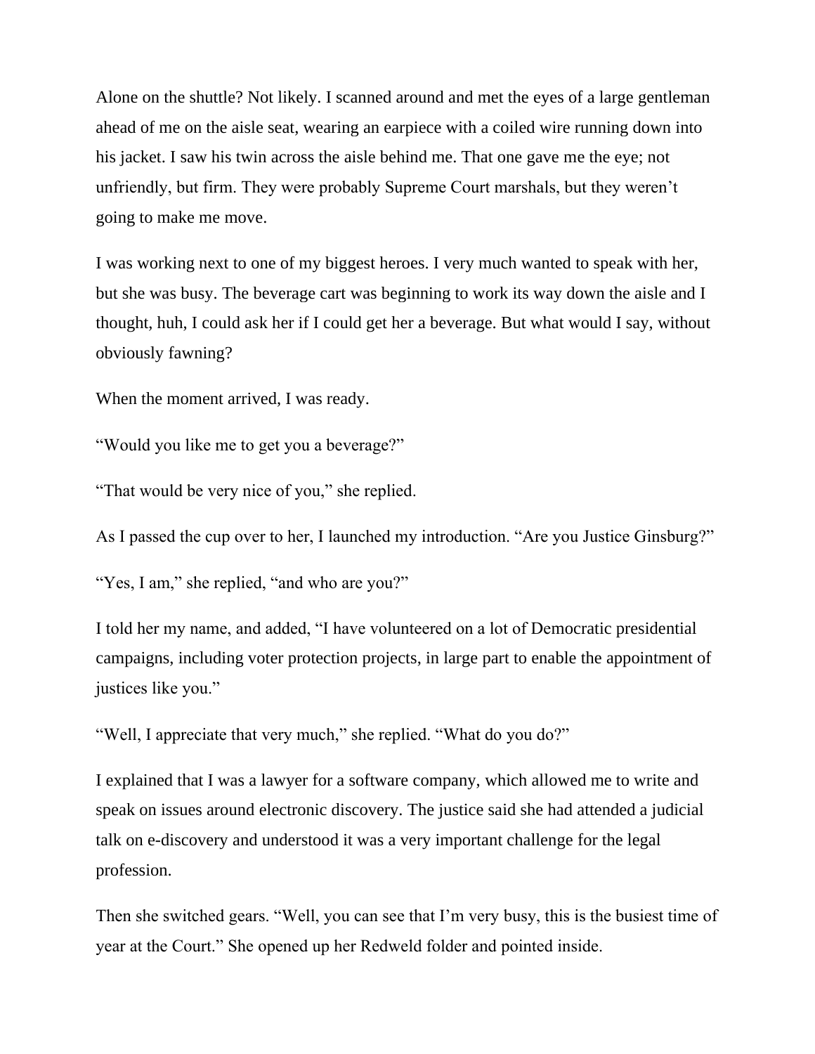Alone on the shuttle? Not likely. I scanned around and met the eyes of a large gentleman ahead of me on the aisle seat, wearing an earpiece with a coiled wire running down into his jacket. I saw his twin across the aisle behind me. That one gave me the eye; not unfriendly, but firm. They were probably Supreme Court marshals, but they weren't going to make me move.

I was working next to one of my biggest heroes. I very much wanted to speak with her, but she was busy. The beverage cart was beginning to work its way down the aisle and I thought, huh, I could ask her if I could get her a beverage. But what would I say, without obviously fawning?

When the moment arrived, I was ready.

"Would you like me to get you a beverage?"

"That would be very nice of you," she replied.

As I passed the cup over to her, I launched my introduction. "Are you Justice Ginsburg?"

"Yes, I am," she replied, "and who are you?"

I told her my name, and added, "I have volunteered on a lot of Democratic presidential campaigns, including voter protection projects, in large part to enable the appointment of justices like you."

"Well, I appreciate that very much," she replied. "What do you do?"

I explained that I was a lawyer for a software company, which allowed me to write and speak on issues around electronic discovery. The justice said she had attended a judicial talk on e-discovery and understood it was a very important challenge for the legal profession.

Then she switched gears. "Well, you can see that I'm very busy, this is the busiest time of year at the Court." She opened up her Redweld folder and pointed inside.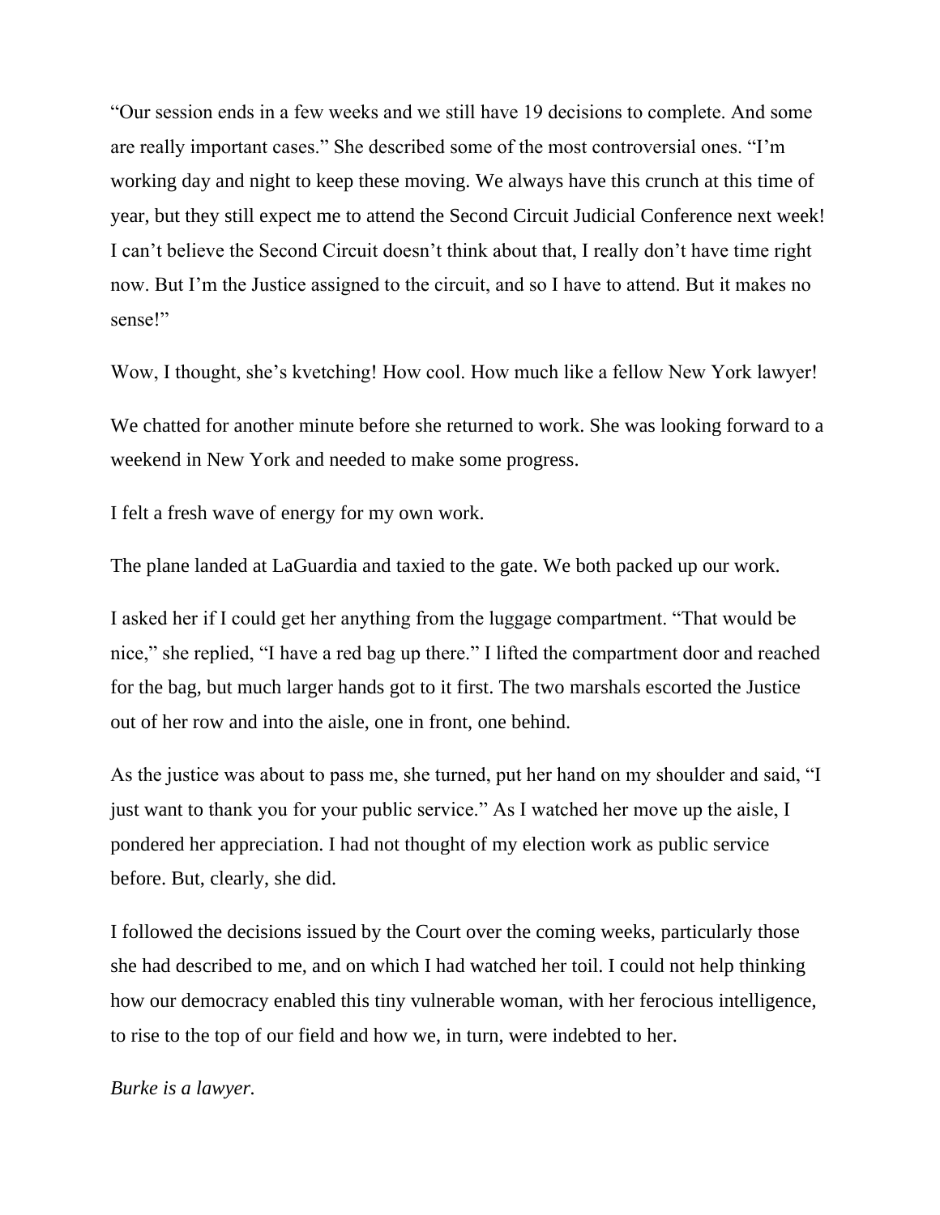"Our session ends in a few weeks and we still have 19 decisions to complete. And some are really important cases." She described some of the most controversial ones. "I'm working day and night to keep these moving. We always have this crunch at this time of year, but they still expect me to attend the Second Circuit Judicial Conference next week! I can't believe the Second Circuit doesn't think about that, I really don't have time right now. But I'm the Justice assigned to the circuit, and so I have to attend. But it makes no sense!"

Wow, I thought, she's kvetching! How cool. How much like a fellow New York lawyer!

We chatted for another minute before she returned to work. She was looking forward to a weekend in New York and needed to make some progress.

I felt a fresh wave of energy for my own work.

The plane landed at LaGuardia and taxied to the gate. We both packed up our work.

I asked her if I could get her anything from the luggage compartment. "That would be nice," she replied, "I have a red bag up there." I lifted the compartment door and reached for the bag, but much larger hands got to it first. The two marshals escorted the Justice out of her row and into the aisle, one in front, one behind.

As the justice was about to pass me, she turned, put her hand on my shoulder and said, "I just want to thank you for your public service." As I watched her move up the aisle, I pondered her appreciation. I had not thought of my election work as public service before. But, clearly, she did.

I followed the decisions issued by the Court over the coming weeks, particularly those she had described to me, and on which I had watched her toil. I could not help thinking how our democracy enabled this tiny vulnerable woman, with her ferocious intelligence, to rise to the top of our field and how we, in turn, were indebted to her.

*Burke is a lawyer.*